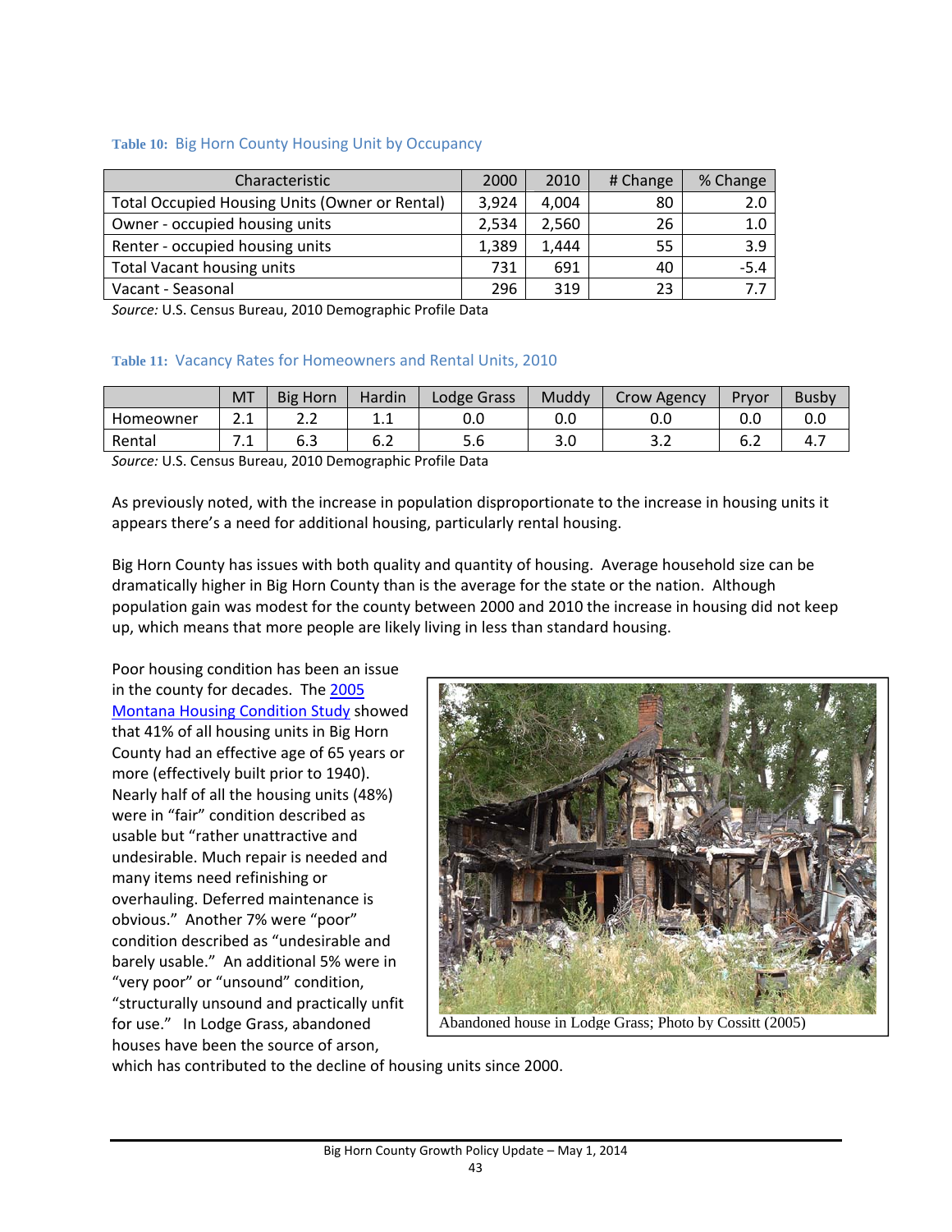**Table 10:** Big Horn County Housing Unit by Occupancy

| Characteristic | 2000 | 2010 | # Change | % Change |
|---|---|---|---|---|
| Total Occupied Housing Units (Owner or Rental) | 3,924 | 4,004 | 80 | 2.0 |
| Owner - occupied housing units | 2,534 | 2,560 | 26 | 1.0 |
| Renter - occupied housing units | 1,389 | 1,444 | 55 | 3.9 |
| Total Vacant housing units | 731 | 691 | 40 | -5.4 |
| Vacant - Seasonal | 296 | 319 | 23 | 7.7 |

*Source:* U.S. Census Bureau, 2010 Demographic Profile Data

**Table 11:** Vacancy Rates for Homeowners and Rental Units, 2010

| | MT | Big Horn | Hardin | Lodge Grass | Muddy | Crow Agency | Pryor | Busby |
|---|---|---|---|---|---|---|---|---|
| Homeowner | 2.1 | 2.2 | 1.1 | 0.0 | 0.0 | 0.0 | 0.0 | 0.0 |
| Rental | 7.1 | 6.3 | 6.2 | 5.6 | 3.0 | 3.2 | 6.2 | 4.7 |

*Source:* U.S. Census Bureau, 2010 Demographic Profile Data

As previously noted, with the increase in population disproportionate to the increase in housing units it appears there's a need for additional housing, particularly rental housing.

Big Horn County has issues with both quality and quantity of housing. Average household size can be dramatically higher in Big Horn County than is the average for the state or the nation. Although population gain was modest for the county between 2000 and 2010 the increase in housing did not keep up, which means that more people are likely living in less than standard housing.

Poor housing condition has been an issue in the county for decades. The 2005 Montana Housing Condition Study showed that 41% of all housing units in Big Horn County had an effective age of 65 years or more (effectively built prior to 1940). Nearly half of all the housing units (48%) were in "fair" condition described as usable but "rather unattractive and undesirable. Much repair is needed and many items need refinishing or overhauling. Deferred maintenance is obvious." Another 7% were "poor" condition described as "undesirable and barely usable." An additional 5% were in "very poor" or "unsound" condition, "structurally unsound and practically unfit for use." In Lodge Grass, abandoned houses have been the source of arson, which has contributed to the decline of housing units since 2000.

Abandoned house in Lodge Grass; Photo by Cossitt (2005)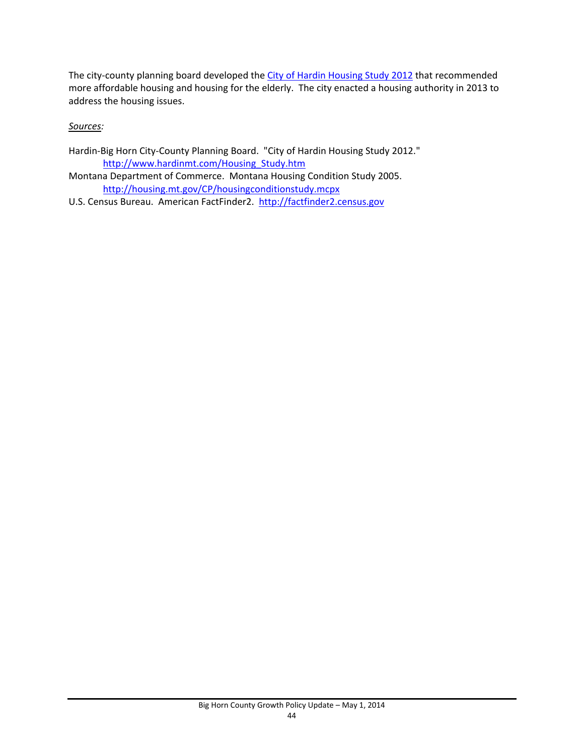The city-county planning board developed the [City of Hardin Housing Study 2012](http://www.hardinmt.com/Housing_Study.htm) that recommended more affordable housing and housing for the elderly. The city enacted a housing authority in 2013 to address the housing issues.

*Sources:*

Hardin-Big Horn City-County Planning Board. "City of Hardin Housing Study 2012." http://www.hardinmt.com/Housing_Study.htm

Montana Department of Commerce. Montana Housing Condition Study 2005. http://housing.mt.gov/CP/housingconditionstudy.mcpx

U.S. Census Bureau. American FactFinder2. http://factfinder2.census.gov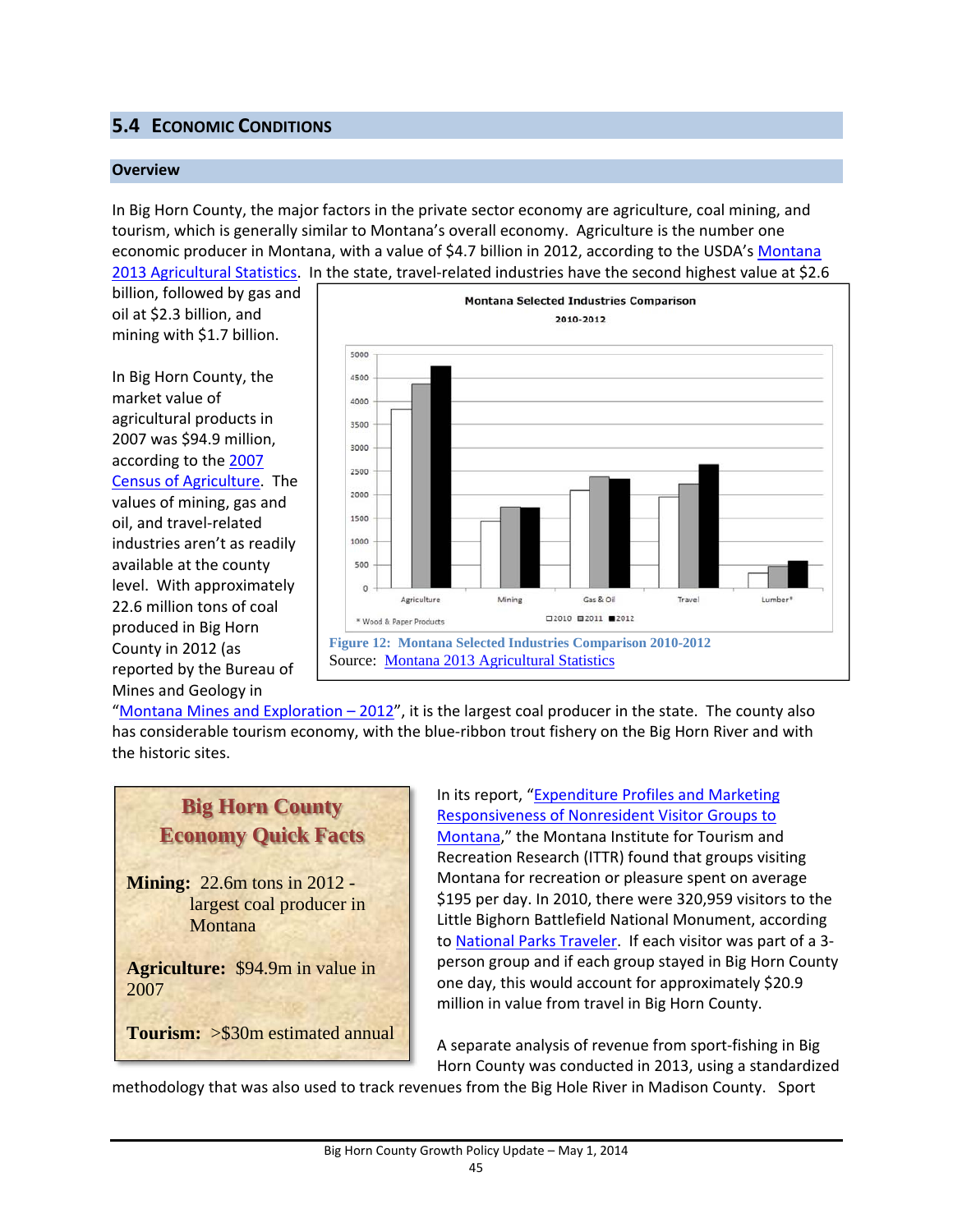## 5.4 Economic Conditions

### Overview

In Big Horn County, the major factors in the private sector economy are agriculture, coal mining, and tourism, which is generally similar to Montana's overall economy. Agriculture is the number one economic producer in Montana, with a value of $4.7 billion in 2012, according to the USDA's Montana 2013 Agricultural Statistics. In the state, travel-related industries have the second highest value at $2.6 billion, followed by gas and oil at $2.3 billion, and mining with $1.7 billion.

In Big Horn County, the market value of agricultural products in 2007 was $94.9 million, according to the 2007 Census of Agriculture. The values of mining, gas and oil, and travel-related industries aren't as readily available at the county level. With approximately 22.6 million tons of coal produced in Big Horn County in 2012 (as reported by the Bureau of Mines and Geology in "Montana Mines and Exploration – 2012", it is the largest coal producer in the state. The county also has considerable tourism economy, with the blue-ribbon trout fishery on the Big Horn River and with the historic sites.

**Figure 12: Montana Selected Industries Comparison 2010-2012**
Source: Montana 2013 Agricultural Statistics

**Big Horn County Economy Quick Facts**

**Mining:** 22.6m tons in 2012 - largest coal producer in Montana

**Agriculture:** $94.9m in value in 2007

**Tourism:** >$30m estimated annual

In its report, "Expenditure Profiles and Marketing Responsiveness of Nonresident Visitor Groups to Montana," the Montana Institute for Tourism and Recreation Research (ITTR) found that groups visiting Montana for recreation or pleasure spent on average $195 per day. In 2010, there were 320,959 visitors to the Little Bighorn Battlefield National Monument, according to National Parks Traveler. If each visitor was part of a 3-person group and if each group stayed in Big Horn County one day, this would account for approximately $20.9 million in value from travel in Big Horn County.

A separate analysis of revenue from sport-fishing in Big Horn County was conducted in 2013, using a standardized methodology that was also used to track revenues from the Big Hole River in Madison County. Sport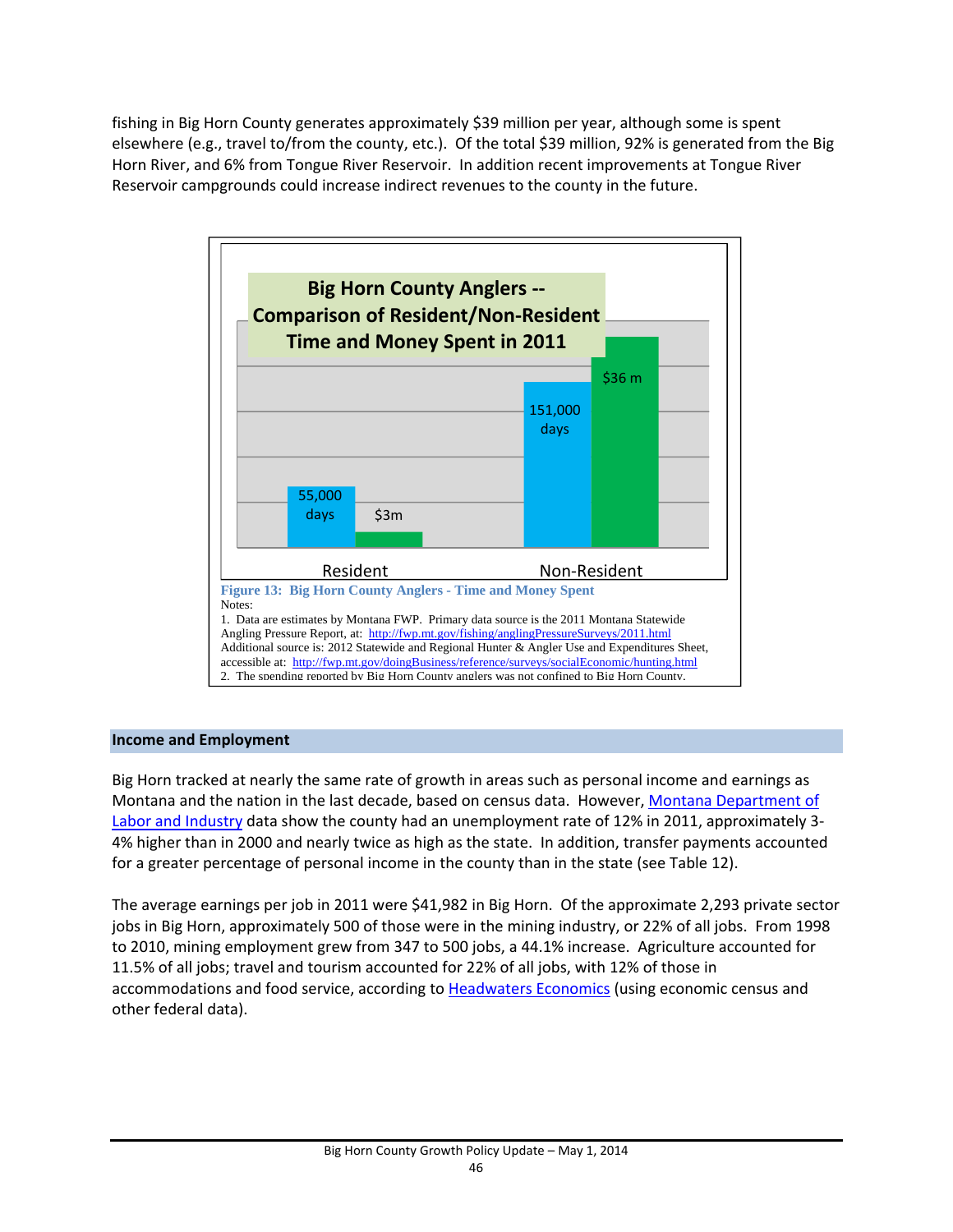fishing in Big Horn County generates approximately $39 million per year, although some is spent elsewhere (e.g., travel to/from the county, etc.). Of the total $39 million, 92% is generated from the Big Horn River, and 6% from Tongue River Reservoir. In addition recent improvements at Tongue River Reservoir campgrounds could increase indirect revenues to the county in the future.

**Big Horn County Anglers -- Comparison of Resident/Non-Resident Time and Money Spent in 2011**

| | Days | Money Spent |
|---|---|---|
| Resident | 55,000 days | $3m |
| Non-Resident | 151,000 days | $36 m |

Figure 13: Big Horn County Anglers - Time and Money Spent

Notes:

1. Data are estimates by Montana FWP. Primary data source is the 2011 Montana Statewide Angling Pressure Report, at: http://fwp.mt.gov/fishing/anglingPressureSurveys/2011.html Additional source is: 2012 Statewide and Regional Hunter & Angler Use and Expenditures Sheet, accessible at: http://fwp.mt.gov/doingBusiness/reference/surveys/socialEconomic/hunting.html
2. The spending reported by Big Horn County anglers was not confined to Big Horn County.

## Income and Employment

Big Horn tracked at nearly the same rate of growth in areas such as personal income and earnings as Montana and the nation in the last decade, based on census data. However, Montana Department of Labor and Industry data show the county had an unemployment rate of 12% in 2011, approximately 3-4% higher than in 2000 and nearly twice as high as the state. In addition, transfer payments accounted for a greater percentage of personal income in the county than in the state (see Table 12).

The average earnings per job in 2011 were $41,982 in Big Horn. Of the approximate 2,293 private sector jobs in Big Horn, approximately 500 of those were in the mining industry, or 22% of all jobs. From 1998 to 2010, mining employment grew from 347 to 500 jobs, a 44.1% increase. Agriculture accounted for 11.5% of all jobs; travel and tourism accounted for 22% of all jobs, with 12% of those in accommodations and food service, according to Headwaters Economics (using economic census and other federal data).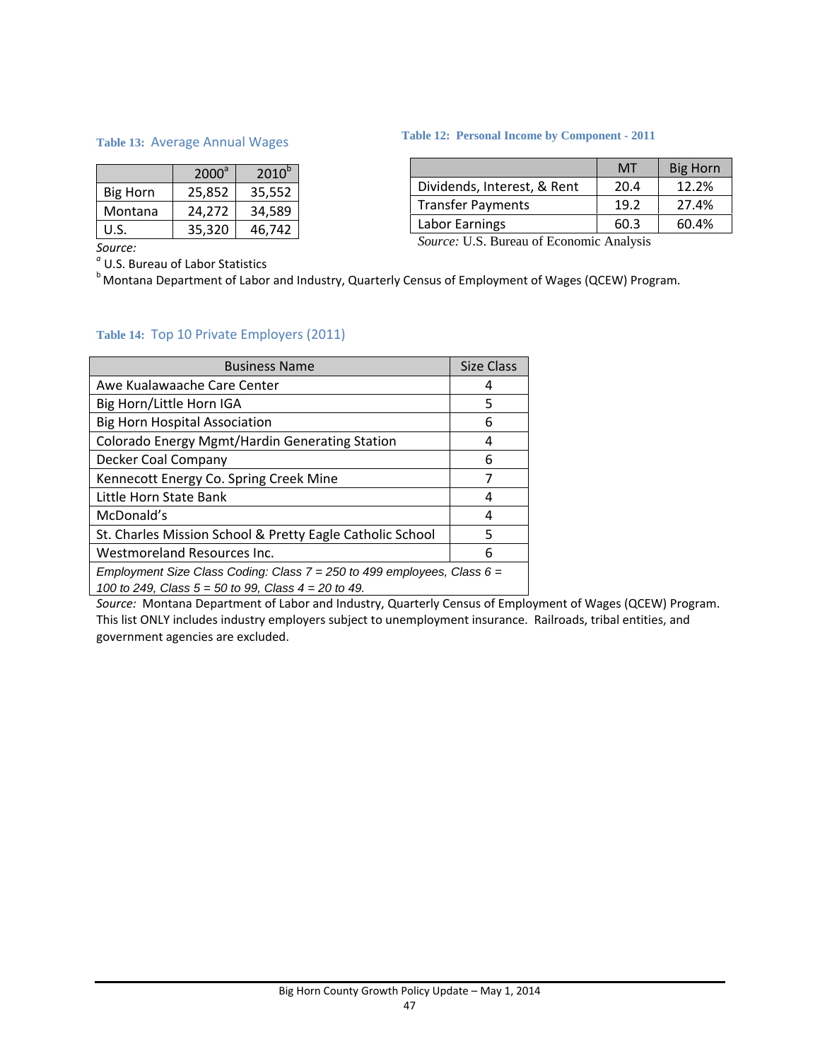**Table 13:** Average Annual Wages

| | 2000[a] | 2010[b] |
|---|---|---|
| Big Horn | 25,852 | 35,552 |
| Montana | 24,272 | 34,589 |
| U.S. | 35,320 | 46,742 |

*Source:*
[a] U.S. Bureau of Labor Statistics
[b] Montana Department of Labor and Industry, Quarterly Census of Employment of Wages (QCEW) Program.

**Table 12: Personal Income by Component - 2011**

| | MT | Big Horn |
|---|---|---|
| Dividends, Interest, & Rent | 20.4 | 12.2% |
| Transfer Payments | 19.2 | 27.4% |
| Labor Earnings | 60.3 | 60.4% |

*Source:* U.S. Bureau of Economic Analysis

**Table 14:** Top 10 Private Employers (2011)

| Business Name | Size Class |
|---|---|
| Awe Kualawaache Care Center | 4 |
| Big Horn/Little Horn IGA | 5 |
| Big Horn Hospital Association | 6 |
| Colorado Energy Mgmt/Hardin Generating Station | 4 |
| Decker Coal Company | 6 |
| Kennecott Energy Co. Spring Creek Mine | 7 |
| Little Horn State Bank | 4 |
| McDonald's | 4 |
| St. Charles Mission School & Pretty Eagle Catholic School | 5 |
| Westmoreland Resources Inc. | 6 |

*Employment Size Class Coding: Class 7 = 250 to 499 employees, Class 6 = 100 to 249, Class 5 = 50 to 99, Class 4 = 20 to 49.*

*Source:* Montana Department of Labor and Industry, Quarterly Census of Employment of Wages (QCEW) Program. This list ONLY includes industry employers subject to unemployment insurance. Railroads, tribal entities, and government agencies are excluded.